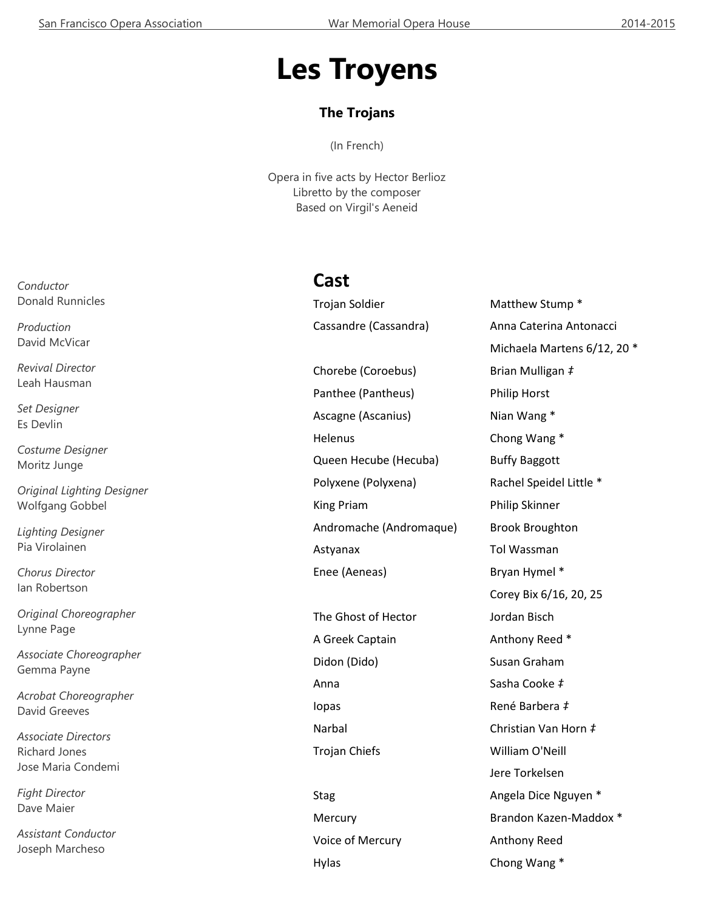# Les Troyens

### The Trojans

(In French)

Opera in five acts by Hector Berlioz
Libretto by the composer
Based on Virgil's Aeneid

*Conductor*
Donald Runnicles

*Production*
David McVicar

*Revival Director*
Leah Hausman

*Set Designer*
Es Devlin

*Costume Designer*
Moritz Junge

*Original Lighting Designer*
Wolfgang Gobbel

*Lighting Designer*
Pia Virolainen

*Chorus Director*
Ian Robertson

*Original Choreographer*
Lynne Page

*Associate Choreographer*
Gemma Payne

*Acrobat Choreographer*
David Greeves

*Associate Directors*
Richard Jones
Jose Maria Condemi

*Fight Director*
Dave Maier

*Assistant Conductor*
Joseph Marcheso

## Cast

| | |
|---|---|
| Trojan Soldier | Matthew Stump * |
| Cassandre (Cassandra) | Anna Caterina Antonacci |
| | Michaela Martens 6/12, 20 * |
| Chorebe (Coroebus) | Brian Mulligan ‡ |
| Panthee (Pantheus) | Philip Horst |
| Ascagne (Ascanius) | Nian Wang * |
| Helenus | Chong Wang * |
| Queen Hecube (Hecuba) | Buffy Baggott |
| Polyxene (Polyxena) | Rachel Speidel Little * |
| King Priam | Philip Skinner |
| Andromache (Andromaque) | Brook Broughton |
| Astyanax | Tol Wassman |
| Enee (Aeneas) | Bryan Hymel * |
| | Corey Bix 6/16, 20, 25 |
| The Ghost of Hector | Jordan Bisch |
| A Greek Captain | Anthony Reed * |
| Didon (Dido) | Susan Graham |
| Anna | Sasha Cooke ‡ |
| Iopas | René Barbera ‡ |
| Narbal | Christian Van Horn ‡ |
| Trojan Chiefs | William O'Neill |
| | Jere Torkelsen |
| Stag | Angela Dice Nguyen * |
| Mercury | Brandon Kazen-Maddox * |
| Voice of Mercury | Anthony Reed |
| Hylas | Chong Wang * |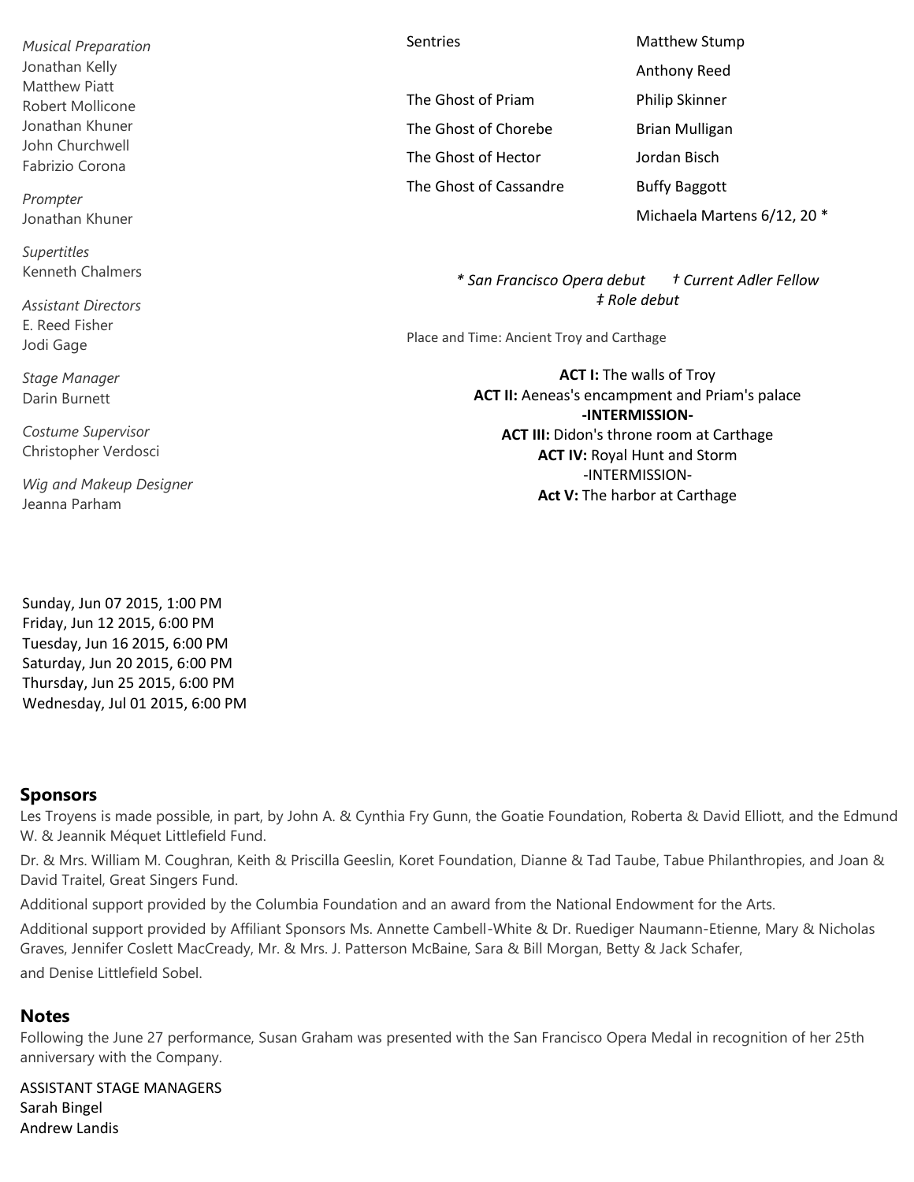*Musical Preparation*
Jonathan Kelly
Matthew Piatt
Robert Mollicone
Jonathan Khuner
John Churchwell
Fabrizio Corona

*Prompter*
Jonathan Khuner

*Supertitles*
Kenneth Chalmers

*Assistant Directors*
E. Reed Fisher
Jodi Gage

*Stage Manager*
Darin Burnett

*Costume Supervisor*
Christopher Verdosci

*Wig and Makeup Designer*
Jeanna Parham

| | |
|---|---|
| Sentries | Matthew Stump |
| | Anthony Reed |
| The Ghost of Priam | Philip Skinner |
| The Ghost of Chorebe | Brian Mulligan |
| The Ghost of Hector | Jordan Bisch |
| The Ghost of Cassandre | Buffy Baggott |
| | Michaela Martens 6/12, 20 * |

*\* San Francisco Opera debut † Current Adler Fellow ‡ Role debut*

Place and Time: Ancient Troy and Carthage

**ACT I:** The walls of Troy
**ACT II:** Aeneas's encampment and Priam's palace
**-INTERMISSION-**
**ACT III:** Didon's throne room at Carthage
**ACT IV:** Royal Hunt and Storm
-INTERMISSION-
**Act V:** The harbor at Carthage

Sunday, Jun 07 2015, 1:00 PM
Friday, Jun 12 2015, 6:00 PM
Tuesday, Jun 16 2015, 6:00 PM
Saturday, Jun 20 2015, 6:00 PM
Thursday, Jun 25 2015, 6:00 PM
Wednesday, Jul 01 2015, 6:00 PM

## Sponsors

Les Troyens is made possible, in part, by John A. & Cynthia Fry Gunn, the Goatie Foundation, Roberta & David Elliott, and the Edmund W. & Jeannik Méquet Littlefield Fund.

Dr. & Mrs. William M. Coughran, Keith & Priscilla Geeslin, Koret Foundation, Dianne & Tad Taube, Tabue Philanthropies, and Joan & David Traitel, Great Singers Fund.

Additional support provided by the Columbia Foundation and an award from the National Endowment for the Arts.

Additional support provided by Affiliant Sponsors Ms. Annette Cambell-White & Dr. Ruediger Naumann-Etienne, Mary & Nicholas Graves, Jennifer Coslett MacCready, Mr. & Mrs. J. Patterson McBaine, Sara & Bill Morgan, Betty & Jack Schafer,
and Denise Littlefield Sobel.

## Notes

Following the June 27 performance, Susan Graham was presented with the San Francisco Opera Medal in recognition of her 25th anniversary with the Company.

ASSISTANT STAGE MANAGERS
Sarah Bingel
Andrew Landis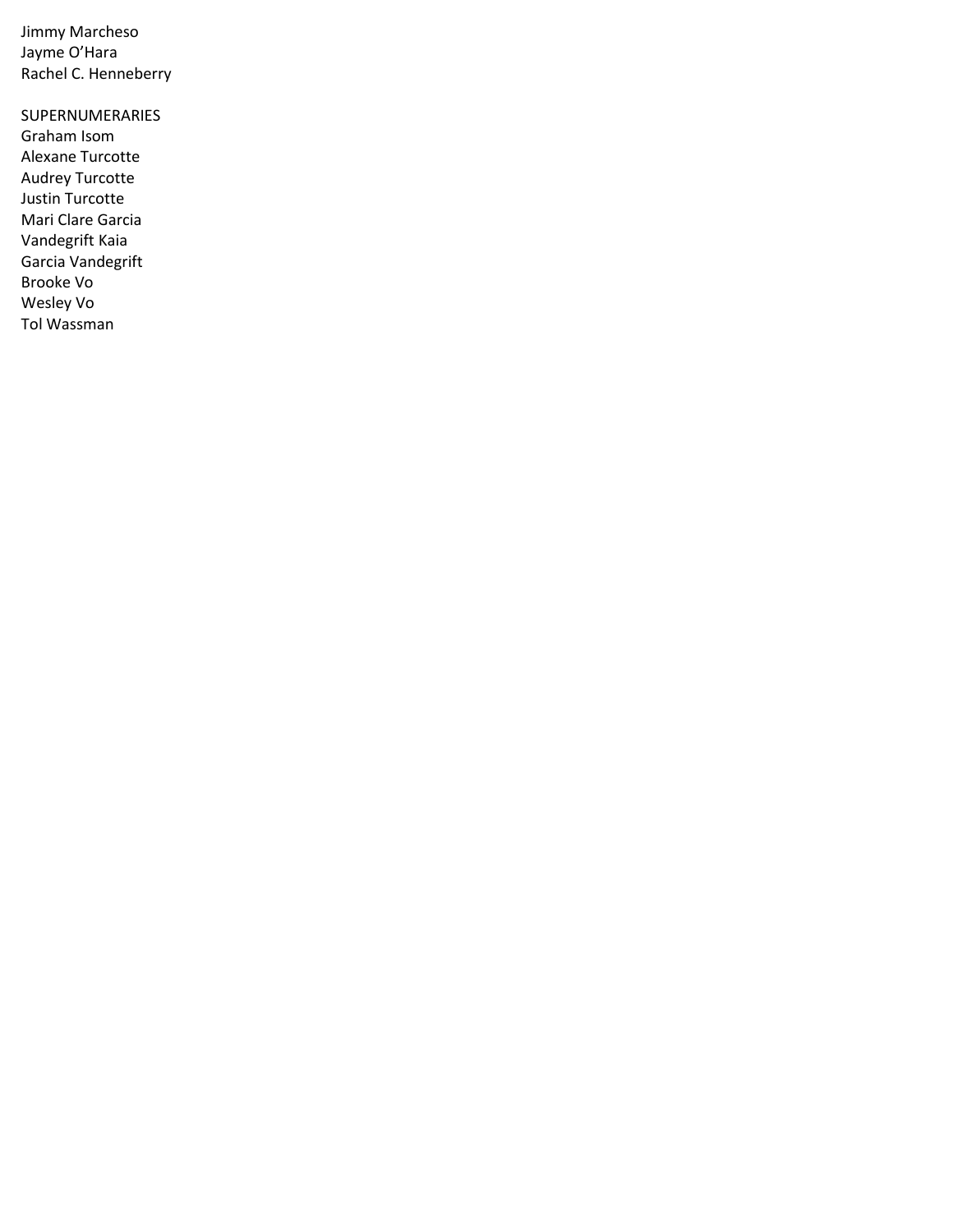Jimmy Marcheso
Jayme O'Hara
Rachel C. Henneberry

SUPERNUMERARIES
Graham Isom
Alexane Turcotte
Audrey Turcotte
Justin Turcotte
Mari Clare Garcia
Vandegrift Kaia
Garcia Vandegrift
Brooke Vo
Wesley Vo
Tol Wassman